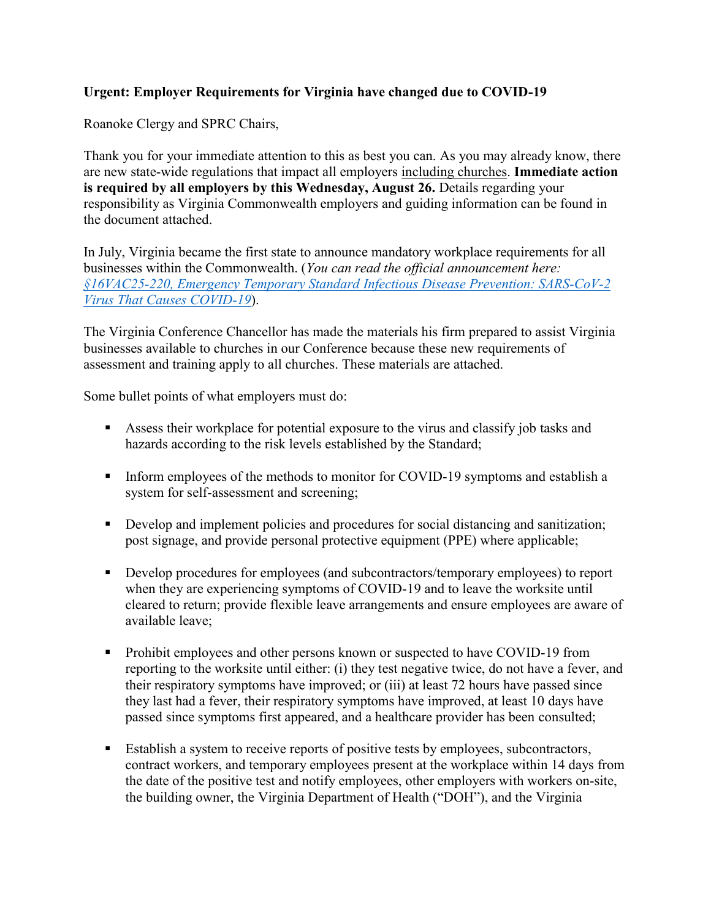**Urgent: Employer Requirements for Virginia have changed due to COVID-19**

Roanoke Clergy and SPRC Chairs,

Thank you for your immediate attention to this as best you can. As you may already know, there are new state-wide regulations that impact all employers including churches. **Immediate action is required by all employers by this Wednesday, August 26.** Details regarding your responsibility as Virginia Commonwealth employers and guiding information can be found in the document attached.

In July, Virginia became the first state to announce mandatory workplace requirements for all businesses within the Commonwealth. (*You can read the official announcement here: §16VAC25-220, Emergency Temporary Standard Infectious Disease Prevention: SARS-CoV-2 Virus That Causes COVID-19*).

The Virginia Conference Chancellor has made the materials his firm prepared to assist Virginia businesses available to churches in our Conference because these new requirements of assessment and training apply to all churches. These materials are attached.

Some bullet points of what employers must do:

- Assess their workplace for potential exposure to the virus and classify job tasks and hazards according to the risk levels established by the Standard;
- Inform employees of the methods to monitor for COVID-19 symptoms and establish a system for self-assessment and screening;
- Develop and implement policies and procedures for social distancing and sanitization; post signage, and provide personal protective equipment (PPE) where applicable;
- Develop procedures for employees (and subcontractors/temporary employees) to report when they are experiencing symptoms of COVID-19 and to leave the worksite until cleared to return; provide flexible leave arrangements and ensure employees are aware of available leave;
- Prohibit employees and other persons known or suspected to have COVID-19 from reporting to the worksite until either: (i) they test negative twice, do not have a fever, and their respiratory symptoms have improved; or (iii) at least 72 hours have passed since they last had a fever, their respiratory symptoms have improved, at least 10 days have passed since symptoms first appeared, and a healthcare provider has been consulted;
- Establish a system to receive reports of positive tests by employees, subcontractors, contract workers, and temporary employees present at the workplace within 14 days from the date of the positive test and notify employees, other employers with workers on-site, the building owner, the Virginia Department of Health ("DOH"), and the Virginia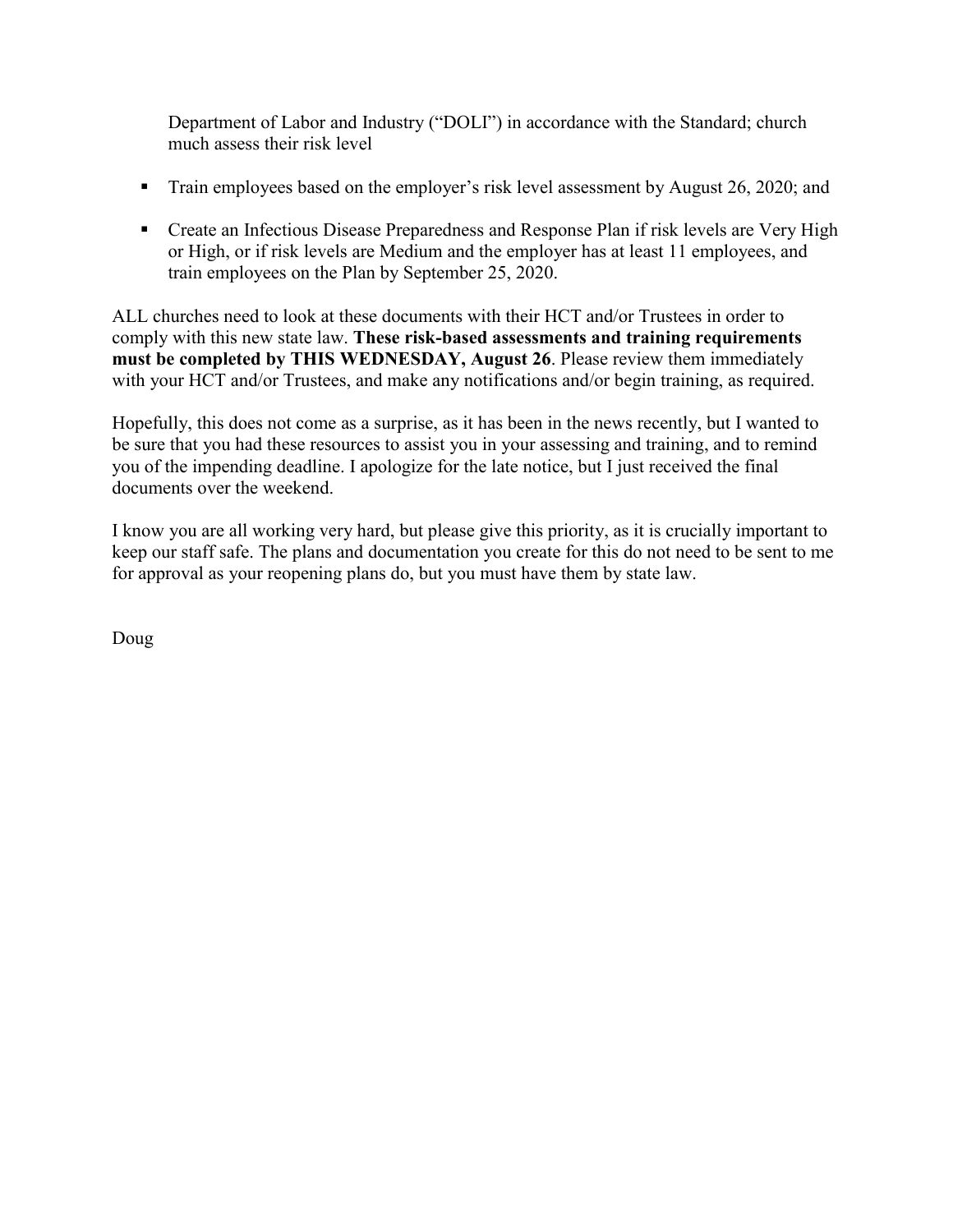Department of Labor and Industry ("DOLI") in accordance with the Standard; church much assess their risk level

- Train employees based on the employer's risk level assessment by August 26, 2020; and
- Create an Infectious Disease Preparedness and Response Plan if risk levels are Very High or High, or if risk levels are Medium and the employer has at least 11 employees, and train employees on the Plan by September 25, 2020.

ALL churches need to look at these documents with their HCT and/or Trustees in order to comply with this new state law. **These risk-based assessments and training requirements must be completed by THIS WEDNESDAY, August 26**. Please review them immediately with your HCT and/or Trustees, and make any notifications and/or begin training, as required.

Hopefully, this does not come as a surprise, as it has been in the news recently, but I wanted to be sure that you had these resources to assist you in your assessing and training, and to remind you of the impending deadline. I apologize for the late notice, but I just received the final documents over the weekend.

I know you are all working very hard, but please give this priority, as it is crucially important to keep our staff safe. The plans and documentation you create for this do not need to be sent to me for approval as your reopening plans do, but you must have them by state law.

Doug